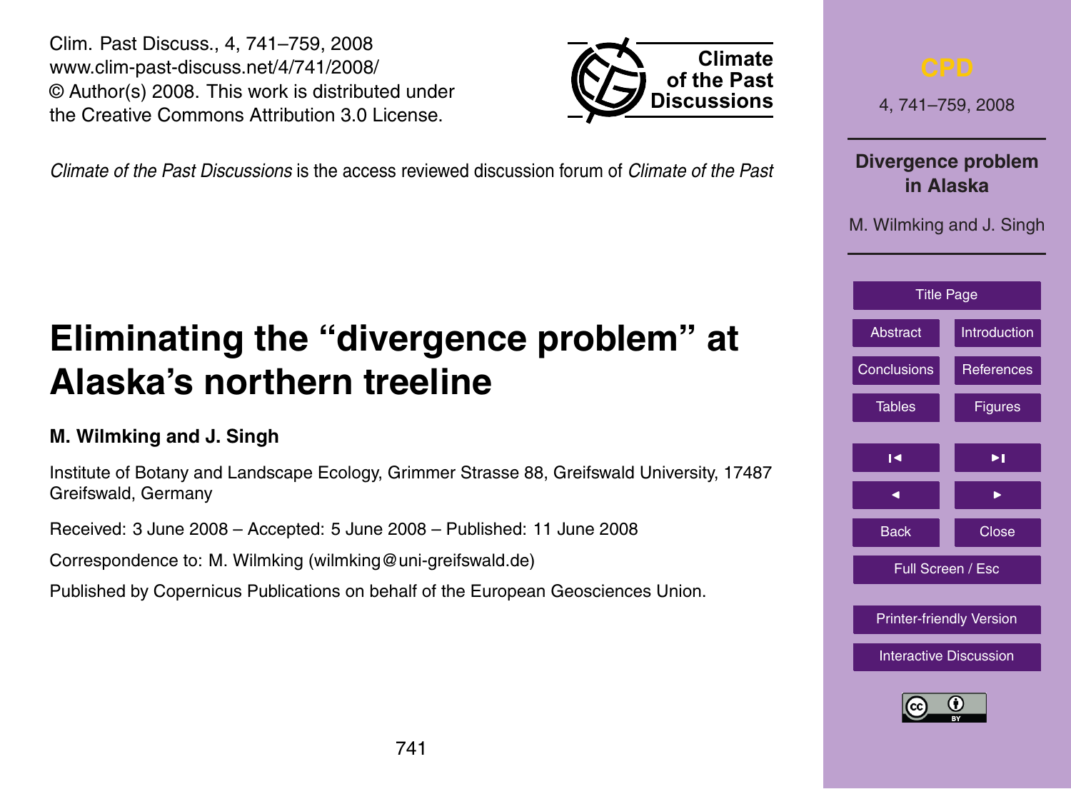Clim. Past Discuss., 4, 741–759, 2008
www.clim-past-discuss.net/4/741/2008/
© Author(s) 2008. This work is distributed under the Creative Commons Attribution 3.0 License.

*Climate of the Past Discussions* is the access reviewed discussion forum of *Climate of the Past*

# Eliminating the "divergence problem" at Alaska's northern treeline

**M. Wilkming and J. Singh**

Institute of Botany and Landscape Ecology, Grimmer Strasse 88, Greifswald University, 17487 Greifswald, Germany

Received: 3 June 2008 – Accepted: 5 June 2008 – Published: 11 June 2008

Correspondence to: M. Wilmking (wilmking@uni-greifswald.de)

Published by Copernicus Publications on behalf of the European Geosciences Union.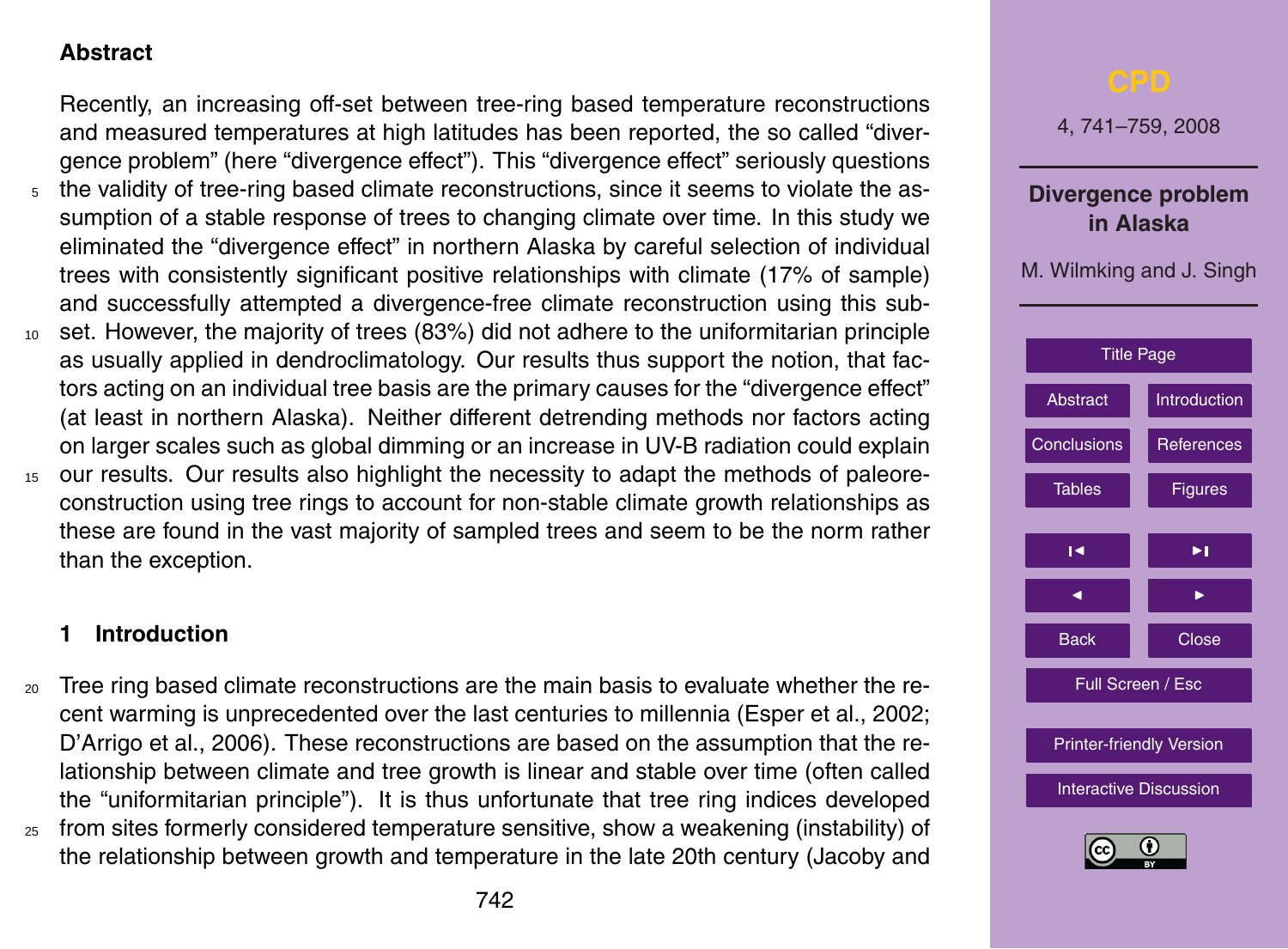## Abstract

Recently, an increasing off-set between tree-ring based temperature reconstructions and measured temperatures at high latitudes has been reported, the so called "divergence problem" (here "divergence effect"). This "divergence effect" seriously questions the validity of tree-ring based climate reconstructions, since it seems to violate the assumption of a stable response of trees to changing climate over time. In this study we eliminated the "divergence effect" in northern Alaska by careful selection of individual trees with consistently significant positive relationships with climate (17% of sample) and successfully attempted a divergence-free climate reconstruction using this subset. However, the majority of trees (83%) did not adhere to the uniformitarian principle as usually applied in dendroclimatology. Our results thus support the notion, that factors acting on an individual tree basis are the primary causes for the "divergence effect" (at least in northern Alaska). Neither different detrending methods nor factors acting on larger scales such as global dimming or an increase in UV-B radiation could explain our results. Our results also highlight the necessity to adapt the methods of paleoreconstruction using tree rings to account for non-stable climate growth relationships as these are found in the vast majority of sampled trees and seem to be the norm rather than the exception.

## 1 Introduction

Tree ring based climate reconstructions are the main basis to evaluate whether the recent warming is unprecedented over the last centuries to millennia (Esper et al., 2002; D'Arrigo et al., 2006). These reconstructions are based on the assumption that the relationship between climate and tree growth is linear and stable over time (often called the "uniformitarian principle"). It is thus unfortunate that tree ring indices developed from sites formerly considered temperature sensitive, show a weakening (instability) of the relationship between growth and temperature in the late 20th century (Jacoby and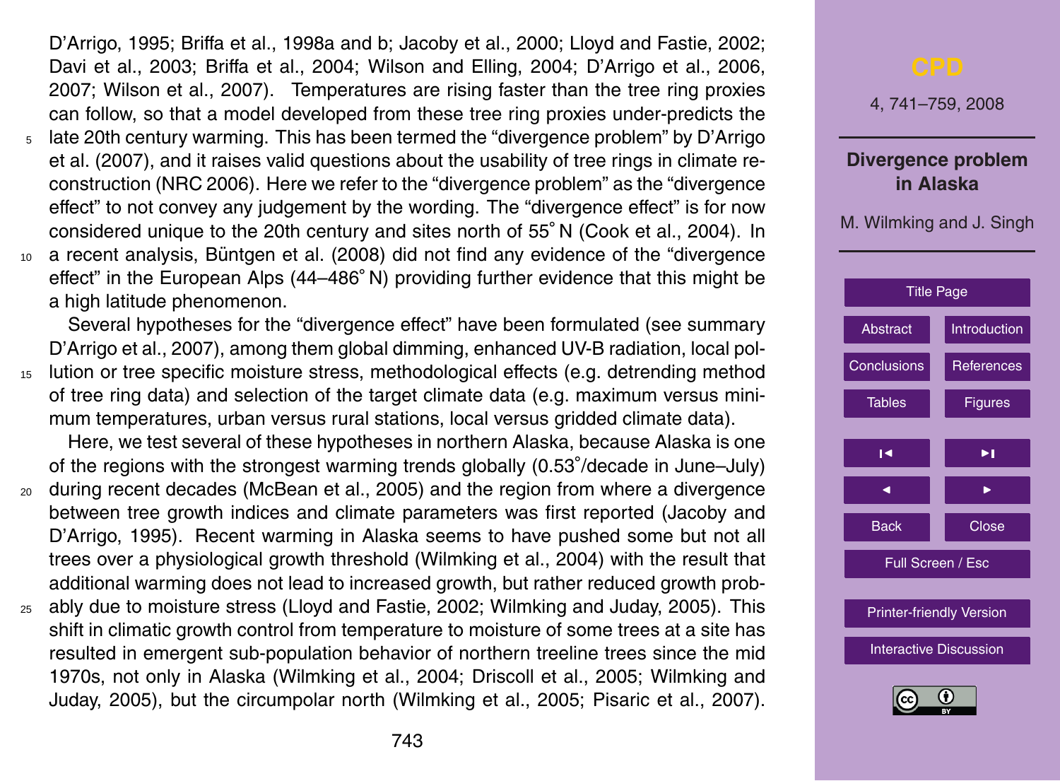D'Arrigo, 1995; Briffa et al., 1998a and b; Jacoby et al., 2000; Lloyd and Fastie, 2002; Davi et al., 2003; Briffa et al., 2004; Wilson and Elling, 2004; D'Arrigo et al., 2006, 2007; Wilson et al., 2007). Temperatures are rising faster than the tree ring proxies can follow, so that a model developed from these tree ring proxies under-predicts the late 20th century warming. This has been termed the "divergence problem" by D'Arrigo et al. (2007), and it raises valid questions about the usability of tree rings in climate reconstruction (NRC 2006). Here we refer to the "divergence problem" as the "divergence effect" to not convey any judgement by the wording. The "divergence effect" is for now considered unique to the 20th century and sites north of 55° N (Cook et al., 2004). In a recent analysis, Büntgen et al. (2008) did not find any evidence of the "divergence effect" in the European Alps (44–486° N) providing further evidence that this might be a high latitude phenomenon.

Several hypotheses for the "divergence effect" have been formulated (see summary D'Arrigo et al., 2007), among them global dimming, enhanced UV-B radiation, local pollution or tree specific moisture stress, methodological effects (e.g. detrending method of tree ring data) and selection of the target climate data (e.g. maximum versus minimum temperatures, urban versus rural stations, local versus gridded climate data).

Here, we test several of these hypotheses in northern Alaska, because Alaska is one of the regions with the strongest warming trends globally (0.53°/decade in June–July) during recent decades (McBean et al., 2005) and the region from where a divergence between tree growth indices and climate parameters was first reported (Jacoby and D'Arrigo, 1995). Recent warming in Alaska seems to have pushed some but not all trees over a physiological growth threshold (Wilmking et al., 2004) with the result that additional warming does not lead to increased growth, but rather reduced growth probably due to moisture stress (Lloyd and Fastie, 2002; Wilmking and Juday, 2005). This shift in climatic growth control from temperature to moisture of some trees at a site has resulted in emergent sub-population behavior of northern treeline trees since the mid 1970s, not only in Alaska (Wilmking et al., 2004; Driscoll et al., 2005; Wilmking and Juday, 2005), but the circumpolar north (Wilmking et al., 2005; Pisaric et al., 2007).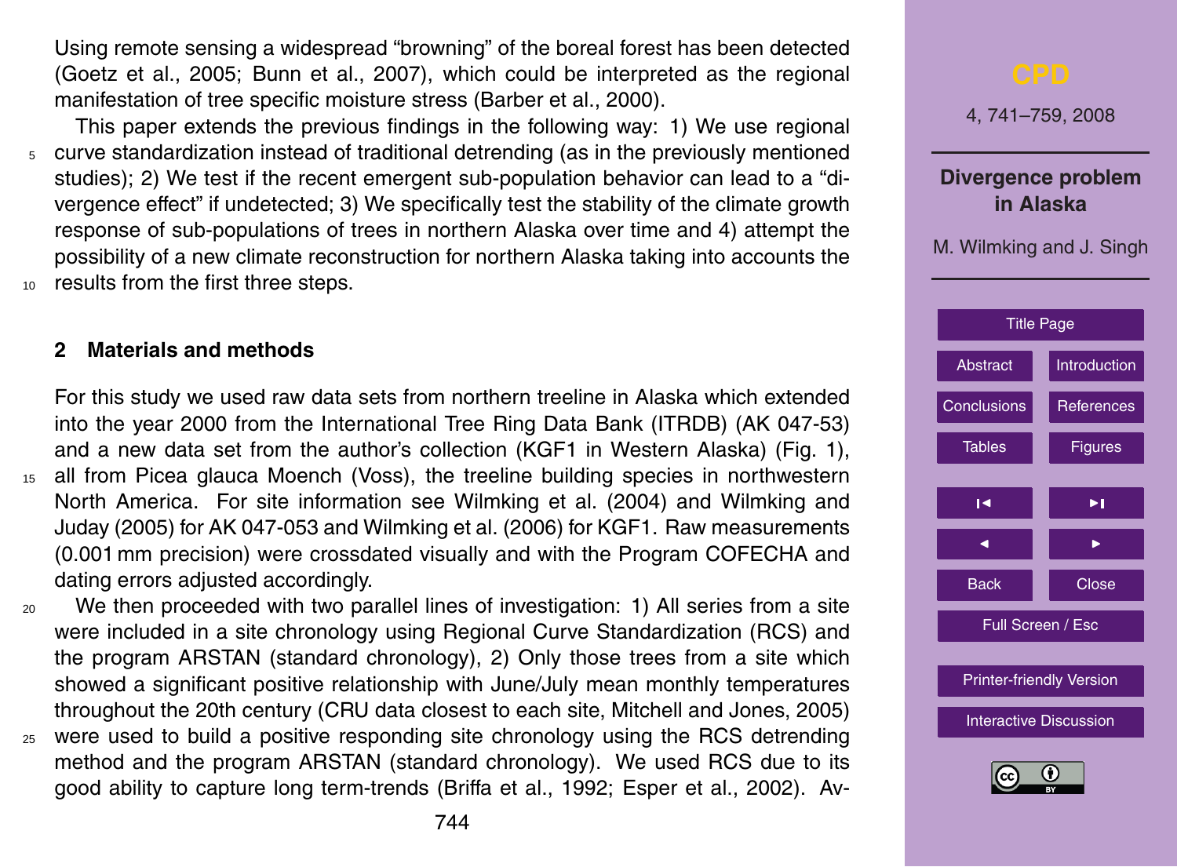Using remote sensing a widespread "browning" of the boreal forest has been detected (Goetz et al., 2005; Bunn et al., 2007), which could be interpreted as the regional manifestation of tree specific moisture stress (Barber et al., 2000).

This paper extends the previous findings in the following way: 1) We use regional curve standardization instead of traditional detrending (as in the previously mentioned studies); 2) We test if the recent emergent sub-population behavior can lead to a "divergence effect" if undetected; 3) We specifically test the stability of the climate growth response of sub-populations of trees in northern Alaska over time and 4) attempt the possibility of a new climate reconstruction for northern Alaska taking into accounts the results from the first three steps.

## 2 Materials and methods

For this study we used raw data sets from northern treeline in Alaska which extended into the year 2000 from the International Tree Ring Data Bank (ITRDB) (AK 047-53) and a new data set from the author's collection (KGF1 in Western Alaska) (Fig. 1), all from Picea glauca Moench (Voss), the treeline building species in northwestern North America. For site information see Wilmking et al. (2004) and Wilmking and Juday (2005) for AK 047-053 and Wilmking et al. (2006) for KGF1. Raw measurements (0.001 mm precision) were crossdated visually and with the Program COFECHA and dating errors adjusted accordingly.

We then proceeded with two parallel lines of investigation: 1) All series from a site were included in a site chronology using Regional Curve Standardization (RCS) and the program ARSTAN (standard chronology), 2) Only those trees from a site which showed a significant positive relationship with June/July mean monthly temperatures throughout the 20th century (CRU data closest to each site, Mitchell and Jones, 2005) were used to build a positive responding site chronology using the RCS detrending method and the program ARSTAN (standard chronology). We used RCS due to its good ability to capture long term-trends (Briffa et al., 1992; Esper et al., 2002). Av-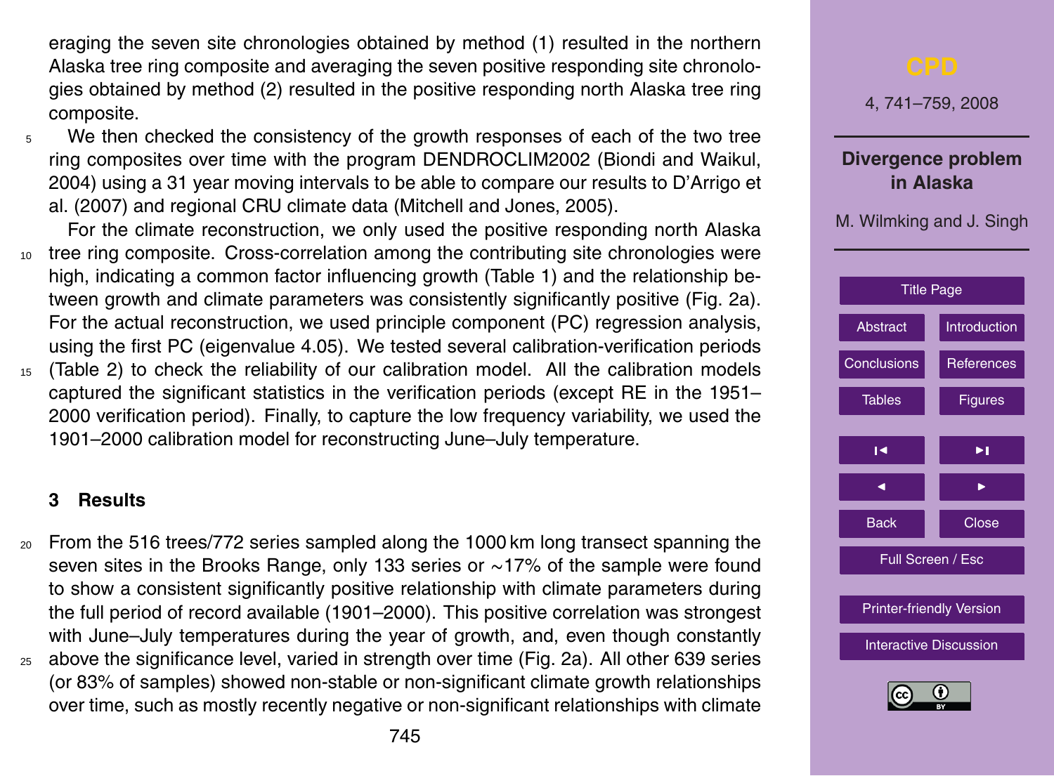eraging the seven site chronologies obtained by method (1) resulted in the northern Alaska tree ring composite and averaging the seven positive responding site chronologies obtained by method (2) resulted in the positive responding north Alaska tree ring composite.

We then checked the consistency of the growth responses of each of the two tree ring composites over time with the program DENDROCLIM2002 (Biondi and Waikul, 2004) using a 31 year moving intervals to be able to compare our results to D'Arrigo et al. (2007) and regional CRU climate data (Mitchell and Jones, 2005).

For the climate reconstruction, we only used the positive responding north Alaska tree ring composite. Cross-correlation among the contributing site chronologies were high, indicating a common factor influencing growth (Table 1) and the relationship between growth and climate parameters was consistently significantly positive (Fig. 2a). For the actual reconstruction, we used principle component (PC) regression analysis, using the first PC (eigenvalue 4.05). We tested several calibration-verification periods (Table 2) to check the reliability of our calibration model. All the calibration models captured the significant statistics in the verification periods (except RE in the 1951–2000 verification period). Finally, to capture the low frequency variability, we used the 1901–2000 calibration model for reconstructing June–July temperature.

## 3 Results

From the 516 trees/772 series sampled along the 1000 km long transect spanning the seven sites in the Brooks Range, only 133 series or ∼17% of the sample were found to show a consistent significantly positive relationship with climate parameters during the full period of record available (1901–2000). This positive correlation was strongest with June–July temperatures during the year of growth, and, even though constantly above the significance level, varied in strength over time (Fig. 2a). All other 639 series (or 83% of samples) showed non-stable or non-significant climate growth relationships over time, such as mostly recently negative or non-significant relationships with climate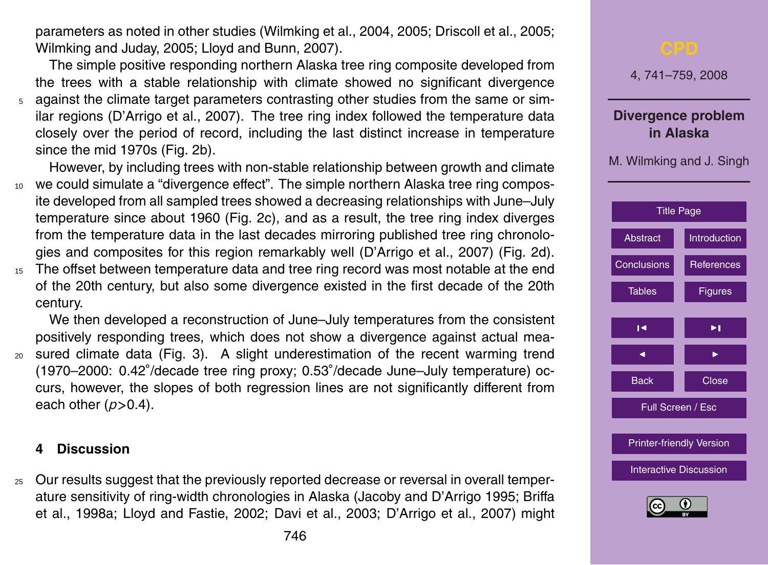parameters as noted in other studies (Wilmking et al., 2004, 2005; Driscoll et al., 2005; Wilmking and Juday, 2005; Lloyd and Bunn, 2007).

The simple positive responding northern Alaska tree ring composite developed from the trees with a stable relationship with climate showed no significant divergence against the climate target parameters contrasting other studies from the same or similar regions (D'Arrigo et al., 2007). The tree ring index followed the temperature data closely over the period of record, including the last distinct increase in temperature since the mid 1970s (Fig. 2b).

However, by including trees with non-stable relationship between growth and climate we could simulate a "divergence effect". The simple northern Alaska tree ring composite developed from all sampled trees showed a decreasing relationships with June–July temperature since about 1960 (Fig. 2c), and as a result, the tree ring index diverges from the temperature data in the last decades mirroring published tree ring chronologies and composites for this region remarkably well (D'Arrigo et al., 2007) (Fig. 2d). The offset between temperature data and tree ring record was most notable at the end of the 20th century, but also some divergence existed in the first decade of the 20th century.

We then developed a reconstruction of June–July temperatures from the consistent positively responding trees, which does not show a divergence against actual measured climate data (Fig. 3). A slight underestimation of the recent warming trend (1970–2000: 0.42°/decade tree ring proxy; 0.53°/decade June–July temperature) occurs, however, the slopes of both regression lines are not significantly different from each other ($p>0.4$).

## 4 Discussion

Our results suggest that the previously reported decrease or reversal in overall temperature sensitivity of ring-width chronologies in Alaska (Jacoby and D'Arrigo 1995; Briffa et al., 1998a; Lloyd and Fastie, 2002; Davi et al., 2003; D'Arrigo et al., 2007) might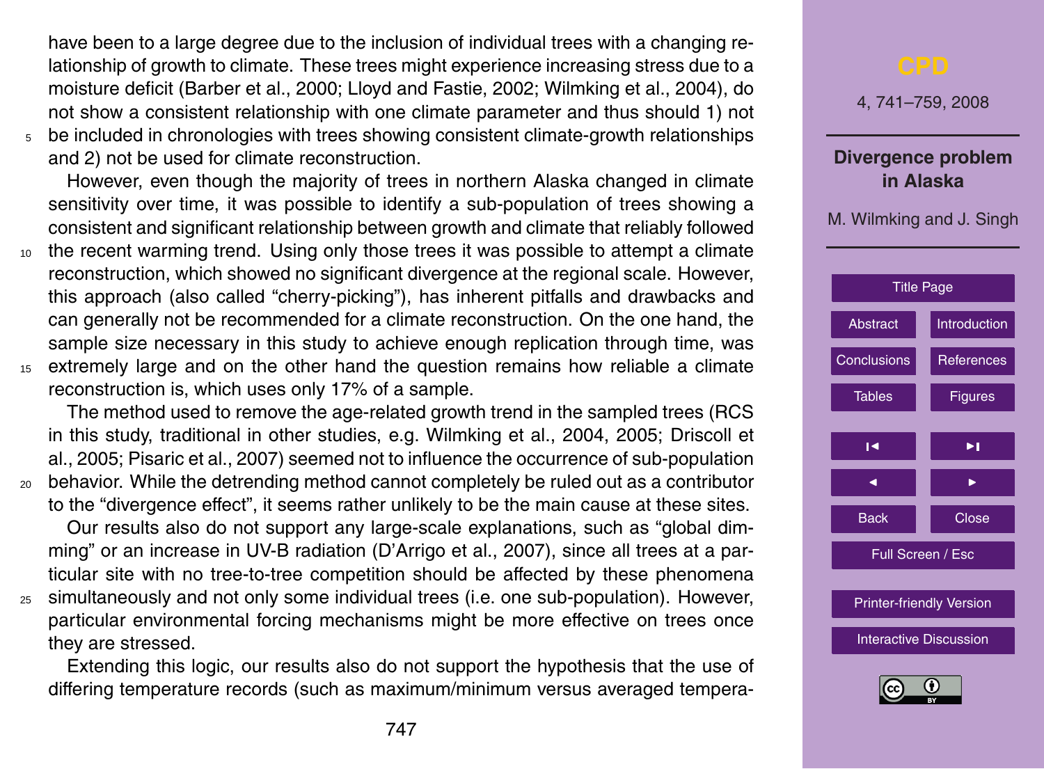have been to a large degree due to the inclusion of individual trees with a changing relationship of growth to climate. These trees might experience increasing stress due to a moisture deficit (Barber et al., 2000; Lloyd and Fastie, 2002; Wilmking et al., 2004), do not show a consistent relationship with one climate parameter and thus should 1) not be included in chronologies with trees showing consistent climate-growth relationships and 2) not be used for climate reconstruction.

However, even though the majority of trees in northern Alaska changed in climate sensitivity over time, it was possible to identify a sub-population of trees showing a consistent and significant relationship between growth and climate that reliably followed the recent warming trend. Using only those trees it was possible to attempt a climate reconstruction, which showed no significant divergence at the regional scale. However, this approach (also called "cherry-picking"), has inherent pitfalls and drawbacks and can generally not be recommended for a climate reconstruction. On the one hand, the sample size necessary in this study to achieve enough replication through time, was extremely large and on the other hand the question remains how reliable a climate reconstruction is, which uses only 17% of a sample.

The method used to remove the age-related growth trend in the sampled trees (RCS in this study, traditional in other studies, e.g. Wilmking et al., 2004, 2005; Driscoll et al., 2005; Pisaric et al., 2007) seemed not to influence the occurrence of sub-population behavior. While the detrending method cannot completely be ruled out as a contributor to the "divergence effect", it seems rather unlikely to be the main cause at these sites.

Our results also do not support any large-scale explanations, such as "global dimming" or an increase in UV-B radiation (D'Arrigo et al., 2007), since all trees at a particular site with no tree-to-tree competition should be affected by these phenomena simultaneously and not only some individual trees (i.e. one sub-population). However, particular environmental forcing mechanisms might be more effective on trees once they are stressed.

Extending this logic, our results also do not support the hypothesis that the use of differing temperature records (such as maximum/minimum versus averaged tempera-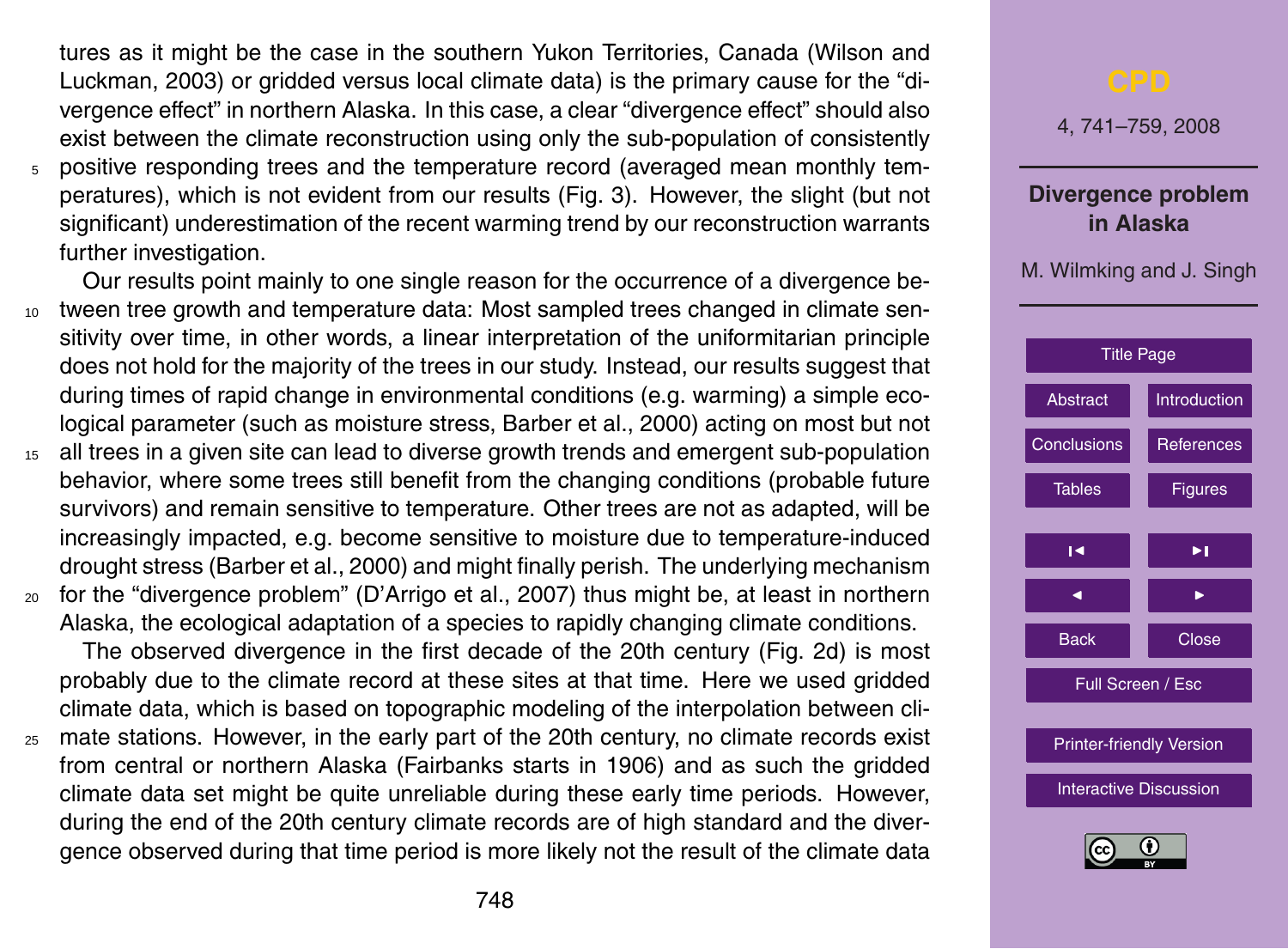tures as it might be the case in the southern Yukon Territories, Canada (Wilson and Luckman, 2003) or gridded versus local climate data) is the primary cause for the "divergence effect" in northern Alaska. In this case, a clear "divergence effect" should also exist between the climate reconstruction using only the sub-population of consistently positive responding trees and the temperature record (averaged mean monthly temperatures), which is not evident from our results (Fig. 3). However, the slight (but not significant) underestimation of the recent warming trend by our reconstruction warrants further investigation.

Our results point mainly to one single reason for the occurrence of a divergence between tree growth and temperature data: Most sampled trees changed in climate sensitivity over time, in other words, a linear interpretation of the uniformitarian principle does not hold for the majority of the trees in our study. Instead, our results suggest that during times of rapid change in environmental conditions (e.g. warming) a simple ecological parameter (such as moisture stress, Barber et al., 2000) acting on most but not all trees in a given site can lead to diverse growth trends and emergent sub-population behavior, where some trees still benefit from the changing conditions (probable future survivors) and remain sensitive to temperature. Other trees are not as adapted, will be increasingly impacted, e.g. become sensitive to moisture due to temperature-induced drought stress (Barber et al., 2000) and might finally perish. The underlying mechanism for the "divergence problem" (D'Arrigo et al., 2007) thus might be, at least in northern Alaska, the ecological adaptation of a species to rapidly changing climate conditions.

The observed divergence in the first decade of the 20th century (Fig. 2d) is most probably due to the climate record at these sites at that time. Here we used gridded climate data, which is based on topographic modeling of the interpolation between climate stations. However, in the early part of the 20th century, no climate records exist from central or northern Alaska (Fairbanks starts in 1906) and as such the gridded climate data set might be quite unreliable during these early time periods. However, during the end of the 20th century climate records are of high standard and the divergence observed during that time period is more likely not the result of the climate data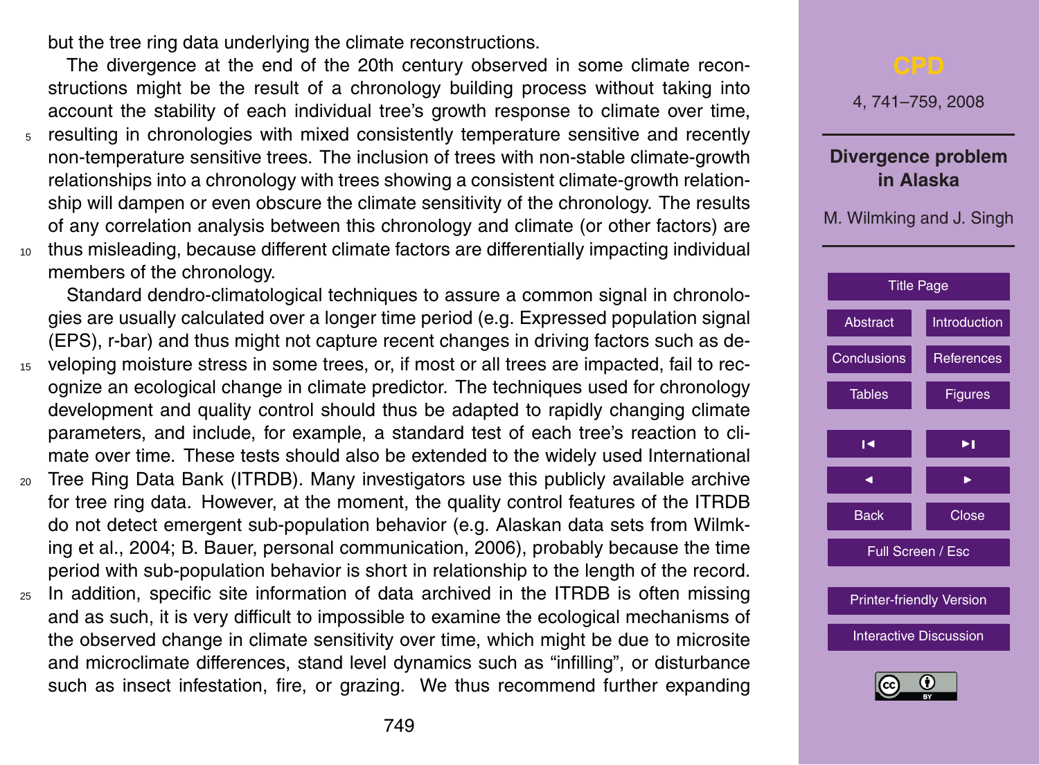but the tree ring data underlying the climate reconstructions.

The divergence at the end of the 20th century observed in some climate reconstructions might be the result of a chronology building process without taking into account the stability of each individual tree's growth response to climate over time, resulting in chronologies with mixed consistently temperature sensitive and recently non-temperature sensitive trees. The inclusion of trees with non-stable climate-growth relationships into a chronology with trees showing a consistent climate-growth relationship will dampen or even obscure the climate sensitivity of the chronology. The results of any correlation analysis between this chronology and climate (or other factors) are thus misleading, because different climate factors are differentially impacting individual members of the chronology.

Standard dendro-climatological techniques to assure a common signal in chronologies are usually calculated over a longer time period (e.g. Expressed population signal (EPS), r-bar) and thus might not capture recent changes in driving factors such as developing moisture stress in some trees, or, if most or all trees are impacted, fail to recognize an ecological change in climate predictor. The techniques used for chronology development and quality control should thus be adapted to rapidly changing climate parameters, and include, for example, a standard test of each tree's reaction to climate over time. These tests should also be extended to the widely used International Tree Ring Data Bank (ITRDB). Many investigators use this publicly available archive for tree ring data. However, at the moment, the quality control features of the ITRDB do not detect emergent sub-population behavior (e.g. Alaskan data sets from Wilmking et al., 2004; B. Bauer, personal communication, 2006), probably because the time period with sub-population behavior is short in relationship to the length of the record. In addition, specific site information of data archived in the ITRDB is often missing and as such, it is very difficult to impossible to examine the ecological mechanisms of the observed change in climate sensitivity over time, which might be due to microsite and microclimate differences, stand level dynamics such as "infilling", or disturbance such as insect infestation, fire, or grazing. We thus recommend further expanding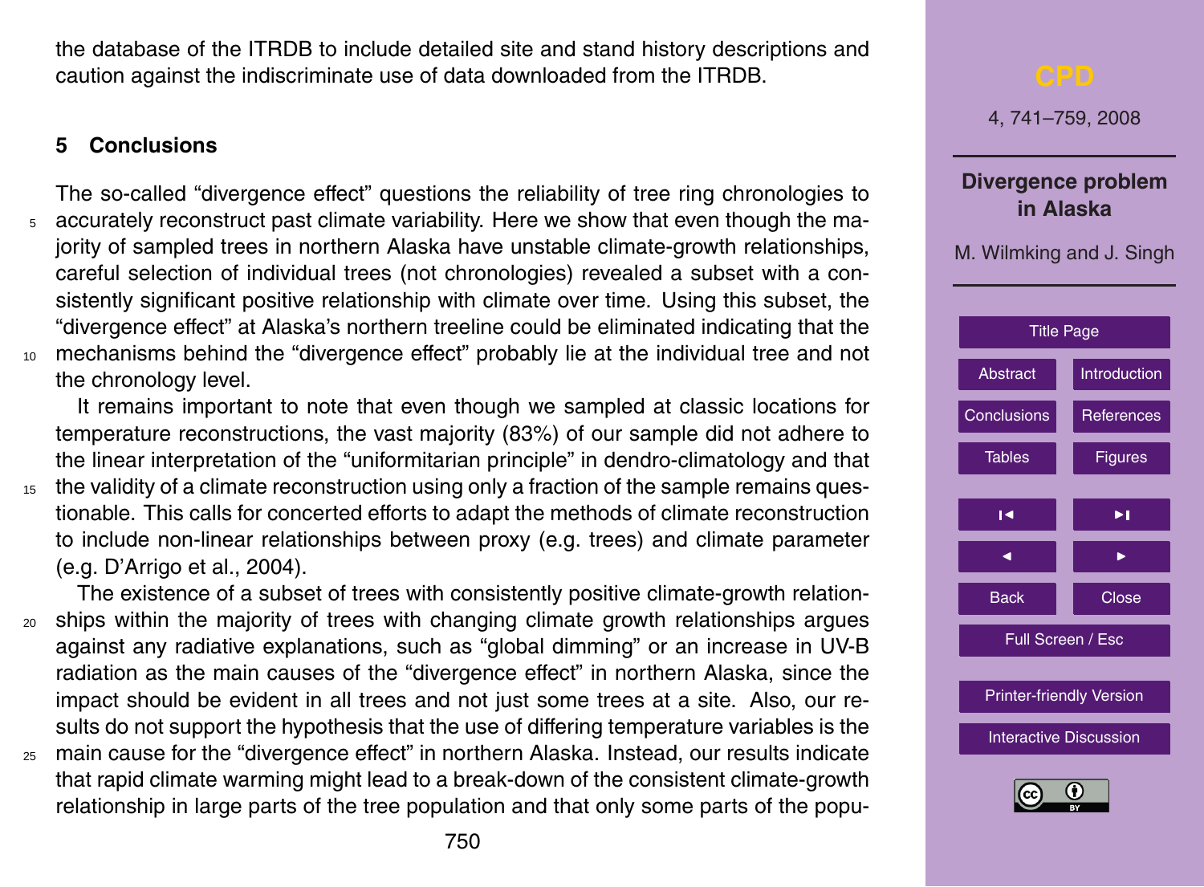the database of the ITRDB to include detailed site and stand history descriptions and caution against the indiscriminate use of data downloaded from the ITRDB.

## 5 Conclusions

The so-called "divergence effect" questions the reliability of tree ring chronologies to accurately reconstruct past climate variability. Here we show that even though the majority of sampled trees in northern Alaska have unstable climate-growth relationships, careful selection of individual trees (not chronologies) revealed a subset with a consistently significant positive relationship with climate over time. Using this subset, the "divergence effect" at Alaska's northern treeline could be eliminated indicating that the mechanisms behind the "divergence effect" probably lie at the individual tree and not the chronology level.

It remains important to note that even though we sampled at classic locations for temperature reconstructions, the vast majority (83%) of our sample did not adhere to the linear interpretation of the "uniformitarian principle" in dendro-climatology and that the validity of a climate reconstruction using only a fraction of the sample remains questionable. This calls for concerted efforts to adapt the methods of climate reconstruction to include non-linear relationships between proxy (e.g. trees) and climate parameter (e.g. D'Arrigo et al., 2004).

The existence of a subset of trees with consistently positive climate-growth relationships within the majority of trees with changing climate growth relationships argues against any radiative explanations, such as "global dimming" or an increase in UV-B radiation as the main causes of the "divergence effect" in northern Alaska, since the impact should be evident in all trees and not just some trees at a site. Also, our results do not support the hypothesis that the use of differing temperature variables is the main cause for the "divergence effect" in northern Alaska. Instead, our results indicate that rapid climate warming might lead to a break-down of the consistent climate-growth relationship in large parts of the tree population and that only some parts of the popu-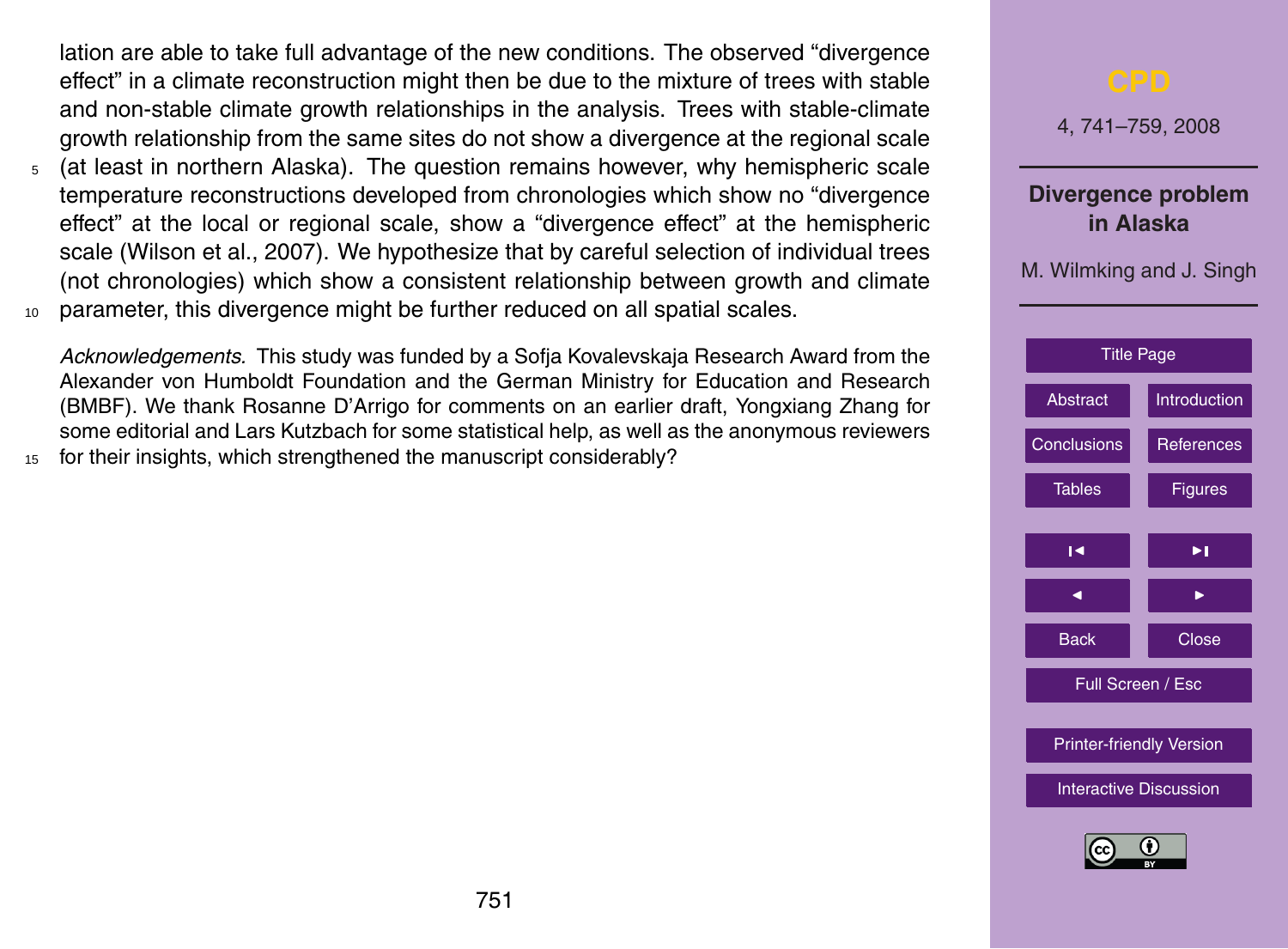lation are able to take full advantage of the new conditions. The observed "divergence effect" in a climate reconstruction might then be due to the mixture of trees with stable and non-stable climate growth relationships in the analysis. Trees with stable-climate growth relationship from the same sites do not show a divergence at the regional scale (at least in northern Alaska). The question remains however, why hemispheric scale temperature reconstructions developed from chronologies which show no "divergence effect" at the local or regional scale, show a "divergence effect" at the hemispheric scale (Wilson et al., 2007). We hypothesize that by careful selection of individual trees (not chronologies) which show a consistent relationship between growth and climate parameter, this divergence might be further reduced on all spatial scales.

*Acknowledgements.* This study was funded by a Sofja Kovalevskaja Research Award from the Alexander von Humboldt Foundation and the German Ministry for Education and Research (BMBF). We thank Rosanne D'Arrigo for comments on an earlier draft, Yongxiang Zhang for some editorial and Lars Kutzbach for some statistical help, as well as the anonymous reviewers for their insights, which strengthened the manuscript considerably?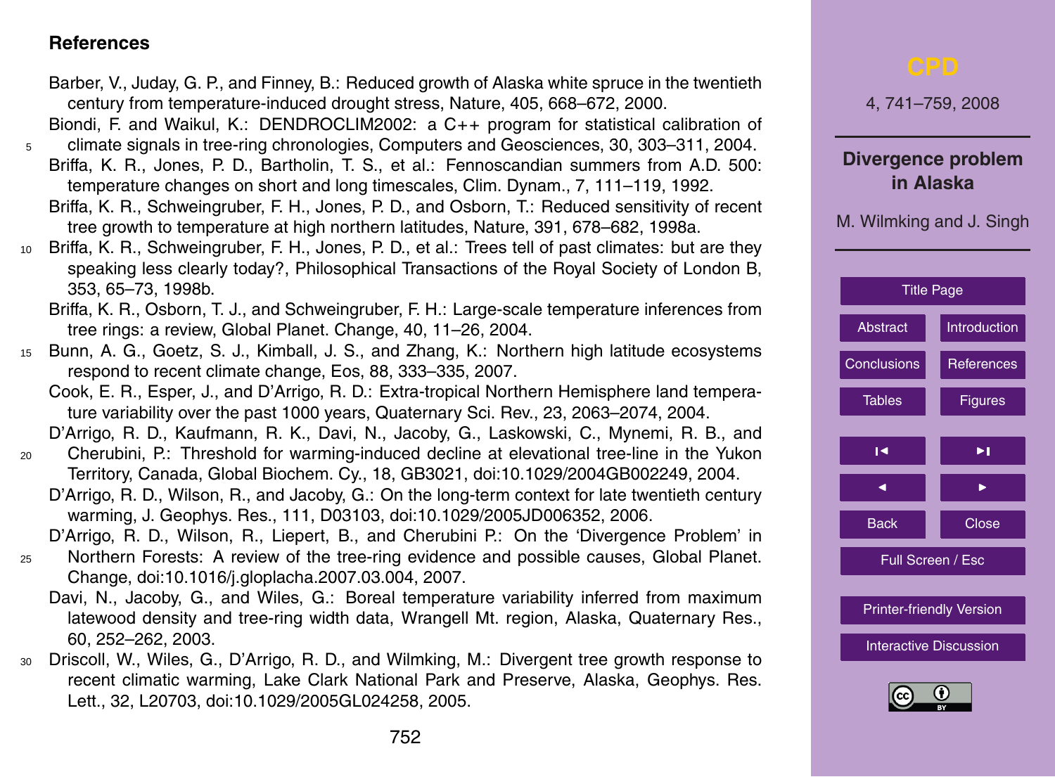## References

Barber, V., Juday, G. P., and Finney, B.: Reduced growth of Alaska white spruce in the twentieth century from temperature-induced drought stress, Nature, 405, 668–672, 2000.

Biondi, F. and Waikul, K.: DENDROCLIM2002: a C++ program for statistical calibration of climate signals in tree-ring chronologies, Computers and Geosciences, 30, 303–311, 2004.

Briffa, K. R., Jones, P. D., Bartholin, T. S., et al.: Fennoscandian summers from A.D. 500: temperature changes on short and long timescales, Clim. Dynam., 7, 111–119, 1992.

Briffa, K. R., Schweingruber, F. H., Jones, P. D., and Osborn, T.: Reduced sensitivity of recent tree growth to temperature at high northern latitudes, Nature, 391, 678–682, 1998a.

Briffa, K. R., Schweingruber, F. H., Jones, P. D., et al.: Trees tell of past climates: but are they speaking less clearly today?, Philosophical Transactions of the Royal Society of London B, 353, 65–73, 1998b.

Briffa, K. R., Osborn, T. J., and Schweingruber, F. H.: Large-scale temperature inferences from tree rings: a review, Global Planet. Change, 40, 11–26, 2004.

Bunn, A. G., Goetz, S. J., Kimball, J. S., and Zhang, K.: Northern high latitude ecosystems respond to recent climate change, Eos, 88, 333–335, 2007.

Cook, E. R., Esper, J., and D'Arrigo, R. D.: Extra-tropical Northern Hemisphere land temperature variability over the past 1000 years, Quaternary Sci. Rev., 23, 2063–2074, 2004.

D'Arrigo, R. D., Kaufmann, R. K., Davi, N., Jacoby, G., Laskowski, C., Mynemi, R. B., and Cherubini, P.: Threshold for warming-induced decline at elevational tree-line in the Yukon Territory, Canada, Global Biochem. Cy., 18, GB3021, doi:10.1029/2004GB002249, 2004.

D'Arrigo, R. D., Wilson, R., and Jacoby, G.: On the long-term context for late twentieth century warming, J. Geophys. Res., 111, D03103, doi:10.1029/2005JD006352, 2006.

D'Arrigo, R. D., Wilson, R., Liepert, B., and Cherubini P.: On the 'Divergence Problem' in Northern Forests: A review of the tree-ring evidence and possible causes, Global Planet. Change, doi:10.1016/j.gloplacha.2007.03.004, 2007.

Davi, N., Jacoby, G., and Wiles, G.: Boreal temperature variability inferred from maximum latewood density and tree-ring width data, Wrangell Mt. region, Alaska, Quaternary Res., 60, 252–262, 2003.

Driscoll, W., Wiles, G., D'Arrigo, R. D., and Wilmking, M.: Divergent tree growth response to recent climatic warming, Lake Clark National Park and Preserve, Alaska, Geophys. Res. Lett., 32, L20703, doi:10.1029/2005GL024258, 2005.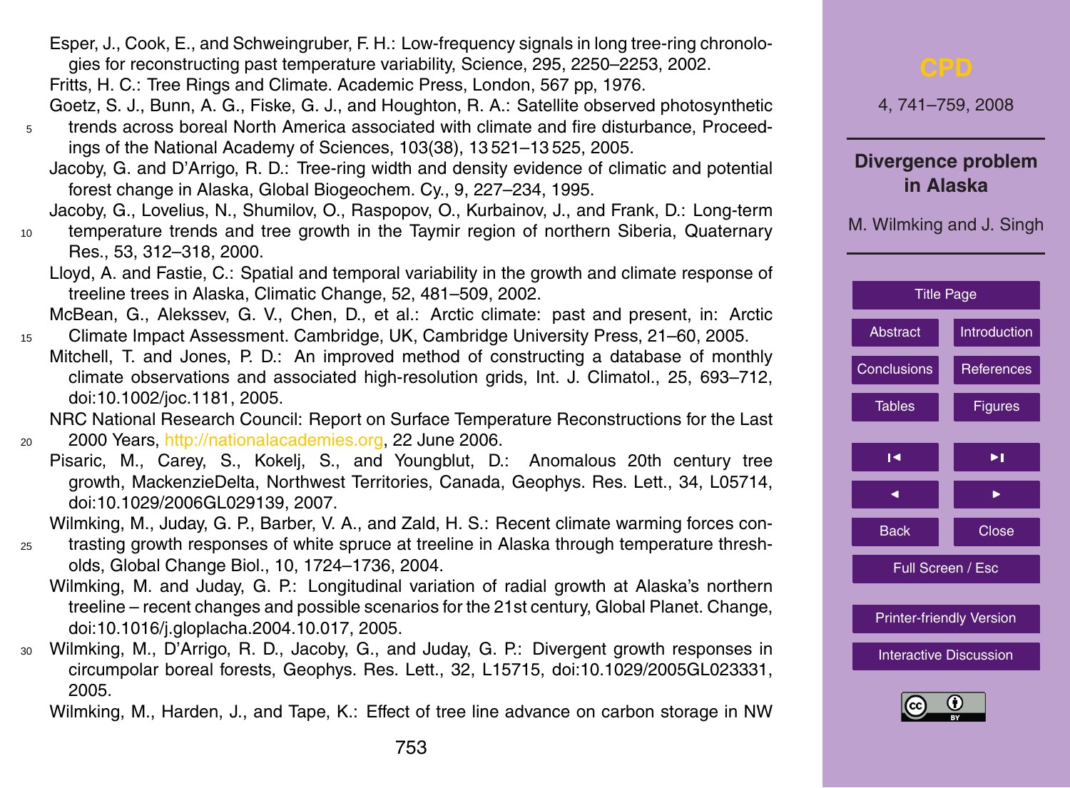Esper, J., Cook, E., and Schweingruber, F. H.: Low-frequency signals in long tree-ring chronologies for reconstructing past temperature variability, Science, 295, 2250–2253, 2002.

Fritts, H. C.: Tree Rings and Climate. Academic Press, London, 567 pp, 1976.

Goetz, S. J., Bunn, A. G., Fiske, G. J., and Houghton, R. A.: Satellite observed photosynthetic trends across boreal North America associated with climate and fire disturbance, Proceedings of the National Academy of Sciences, 103(38), 13 521–13 525, 2005.

Jacoby, G. and D'Arrigo, R. D.: Tree-ring width and density evidence of climatic and potential forest change in Alaska, Global Biogeochem. Cy., 9, 227–234, 1995.

Jacoby, G., Lovelius, N., Shumilov, O., Raspopov, O., Kurbainov, J., and Frank, D.: Long-term temperature trends and tree growth in the Taymir region of northern Siberia, Quaternary Res., 53, 312–318, 2000.

Lloyd, A. and Fastie, C.: Spatial and temporal variability in the growth and climate response of treeline trees in Alaska, Climatic Change, 52, 481–509, 2002.

McBean, G., Alekssev, G. V., Chen, D., et al.: Arctic climate: past and present, in: Arctic Climate Impact Assessment. Cambridge, UK, Cambridge University Press, 21–60, 2005.

Mitchell, T. and Jones, P. D.: An improved method of constructing a database of monthly climate observations and associated high-resolution grids, Int. J. Climatol., 25, 693–712, doi:10.1002/joc.1181, 2005.

NRC National Research Council: Report on Surface Temperature Reconstructions for the Last 2000 Years, http://nationalacademies.org, 22 June 2006.

Pisaric, M., Carey, S., Kokelj, S., and Youngblut, D.: Anomalous 20th century tree growth, MackenzieDelta, Northwest Territories, Canada, Geophys. Res. Lett., 34, L05714, doi:10.1029/2006GL029139, 2007.

Wilmking, M., Juday, G. P., Barber, V. A., and Zald, H. S.: Recent climate warming forces contrasting growth responses of white spruce at treeline in Alaska through temperature thresholds, Global Change Biol., 10, 1724–1736, 2004.

Wilmking, M. and Juday, G. P.: Longitudinal variation of radial growth at Alaska's northern treeline – recent changes and possible scenarios for the 21st century, Global Planet. Change, doi:10.1016/j.gloplacha.2004.10.017, 2005.

Wilmking, M., D'Arrigo, R. D., Jacoby, G., and Juday, G. P.: Divergent growth responses in circumpolar boreal forests, Geophys. Res. Lett., 32, L15715, doi:10.1029/2005GL023331, 2005.

Wilmking, M., Harden, J., and Tape, K.: Effect of tree line advance on carbon storage in NW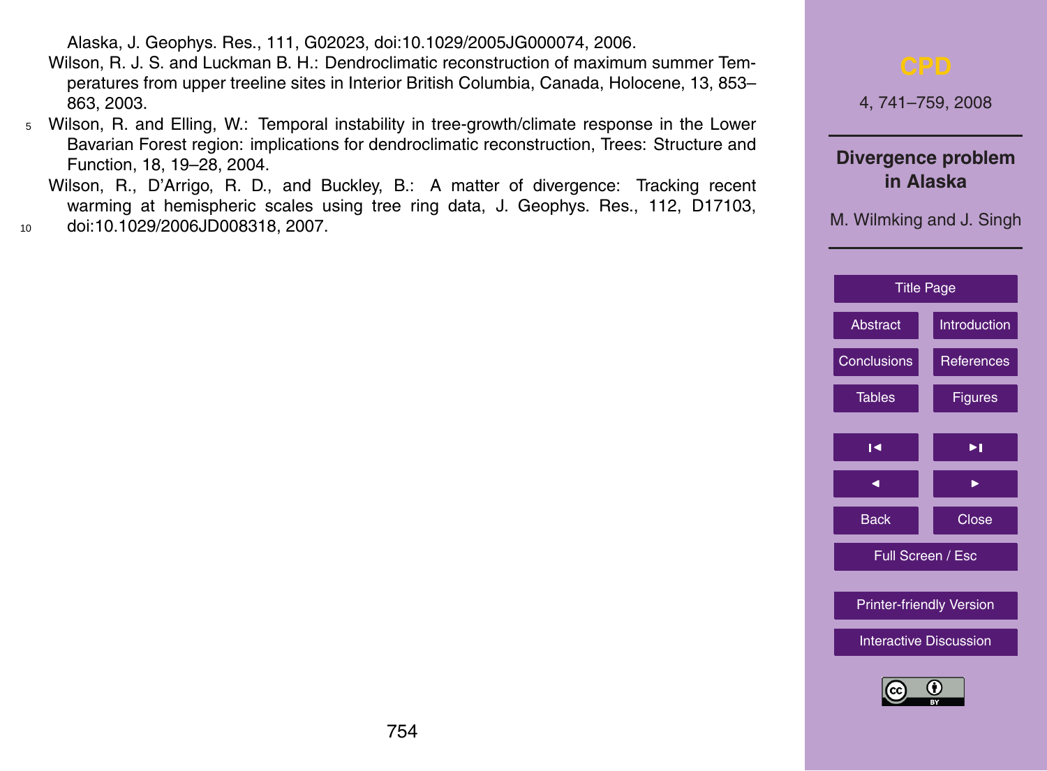Alaska, J. Geophys. Res., 111, G02023, doi:10.1029/2005JG000074, 2006.

Wilson, R. J. S. and Luckman B. H.: Dendroclimatic reconstruction of maximum summer Temperatures from upper treeline sites in Interior British Columbia, Canada, Holocene, 13, 853–863, 2003.

Wilson, R. and Elling, W.: Temporal instability in tree-growth/climate response in the Lower Bavarian Forest region: implications for dendroclimatic reconstruction, Trees: Structure and Function, 18, 19–28, 2004.

Wilson, R., D'Arrigo, R. D., and Buckley, B.: A matter of divergence: Tracking recent warming at hemispheric scales using tree ring data, J. Geophys. Res., 112, D17103, doi:10.1029/2006JD008318, 2007.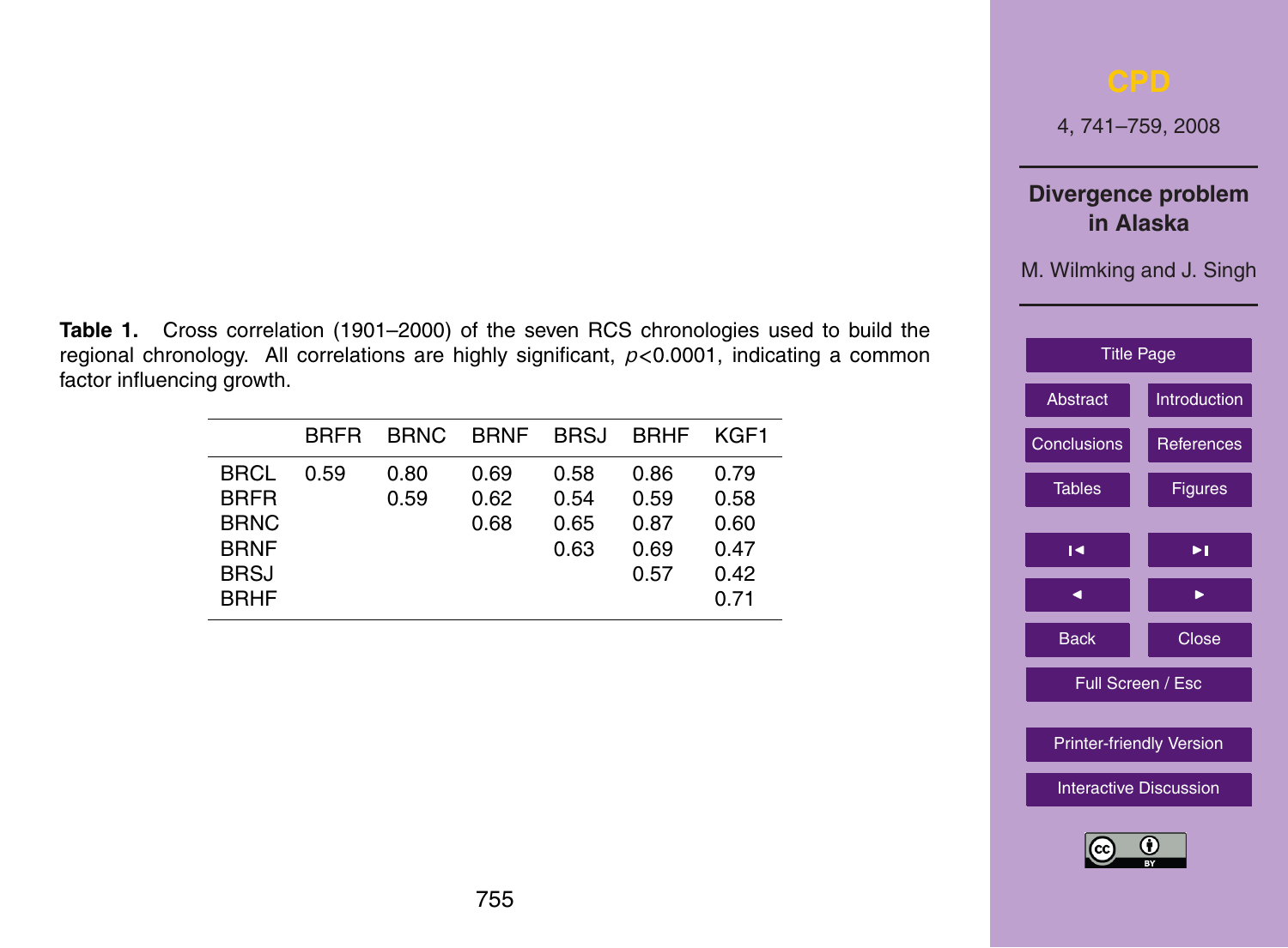**Table 1.** Cross correlation (1901–2000) of the seven RCS chronologies used to build the regional chronology. All correlations are highly significant, $p<0.0001$, indicating a common factor influencing growth.

| | BRFR | BRNC | BRNF | BRSJ | BRHF | KGF1 |
|---|---|---|---|---|---|---|
| BRCL | 0.59 | 0.80 | 0.69 | 0.58 | 0.86 | 0.79 |
| BRFR | | 0.59 | 0.62 | 0.54 | 0.59 | 0.58 |
| BRNC | | | 0.68 | 0.65 | 0.87 | 0.60 |
| BRNF | | | | 0.63 | 0.69 | 0.47 |
| BRSJ | | | | | 0.57 | 0.42 |
| BRHF | | | | | | 0.71 |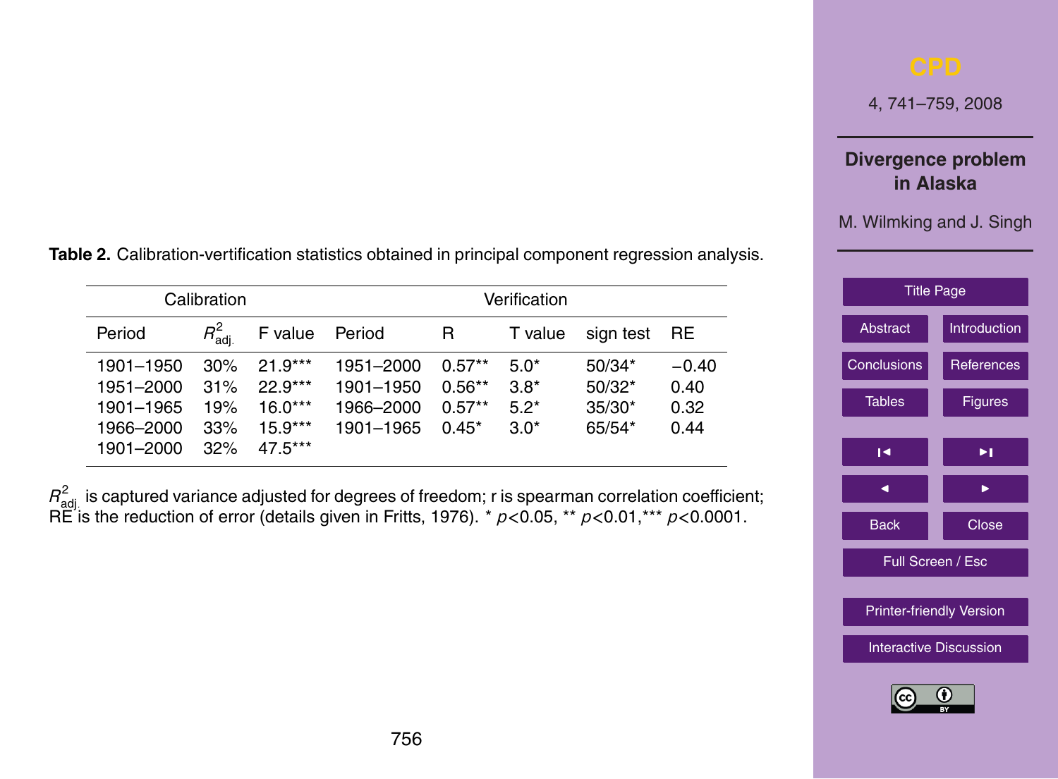**Table 2.** Calibration-verification statistics obtained in principal component regression analysis.

| Calibration | | | Verification | | | | |
|---|---|---|---|---|---|---|---|
| Period | $R^2_{adj.}$ | F value | Period | R | T value | sign test | RE |
| 1901–1950 | 30% | 21.9*** | 1951–2000 | 0.57** | 5.0* | 50/34* | −0.40 |
| 1951–2000 | 31% | 22.9*** | 1901–1950 | 0.56** | 3.8* | 50/32* | 0.40 |
| 1901–1965 | 19% | 16.0*** | 1966–2000 | 0.57** | 5.2* | 35/30* | 0.32 |
| 1966–2000 | 33% | 15.9*** | 1901–1965 | 0.45* | 3.0* | 65/54* | 0.44 |
| 1901–2000 | 32% | 47.5*** | | | | | |

$R^2_{adj.}$ is captured variance adjusted for degrees of freedom; r is spearman correlation coefficient; RE is the reduction of error (details given in Fritts, 1976). * $p<0.05$, ** $p<0.01$,*** $p<0.0001$.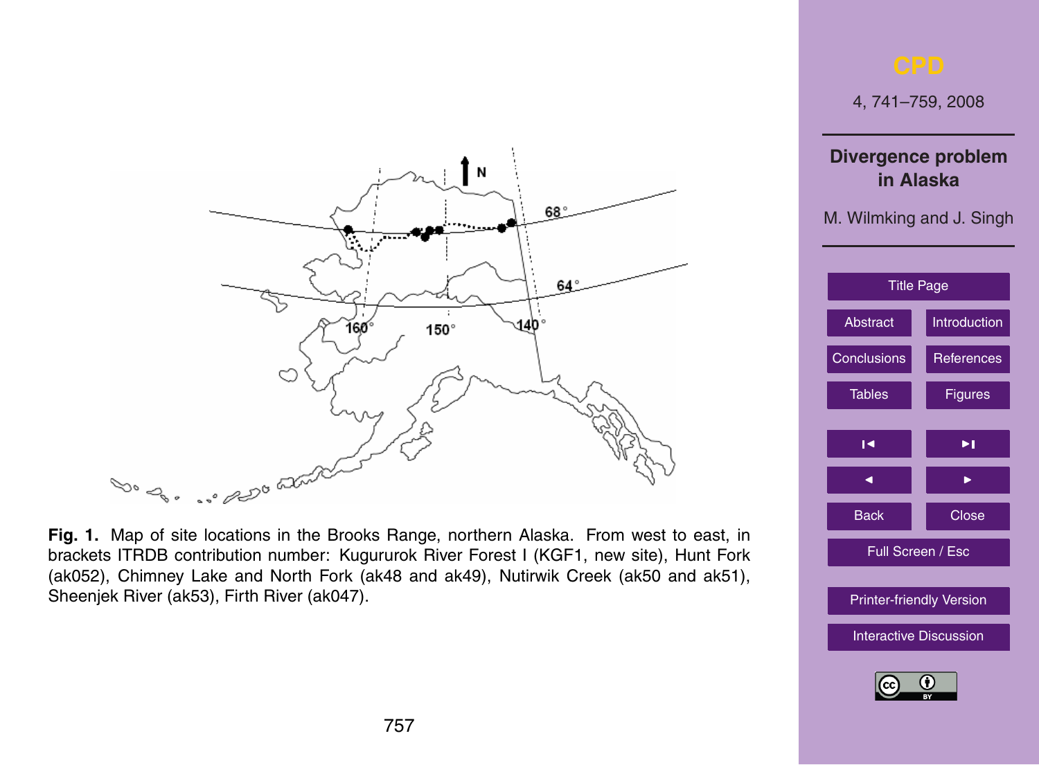**Fig. 1.** Map of site locations in the Brooks Range, northern Alaska. From west to east, in brackets ITRDB contribution number: Kugururok River Forest I (KGF1, new site), Hunt Fork (ak052), Chimney Lake and North Fork (ak48 and ak49), Nutirwik Creek (ak50 and ak51), Sheenjek River (ak53), Firth River (ak047).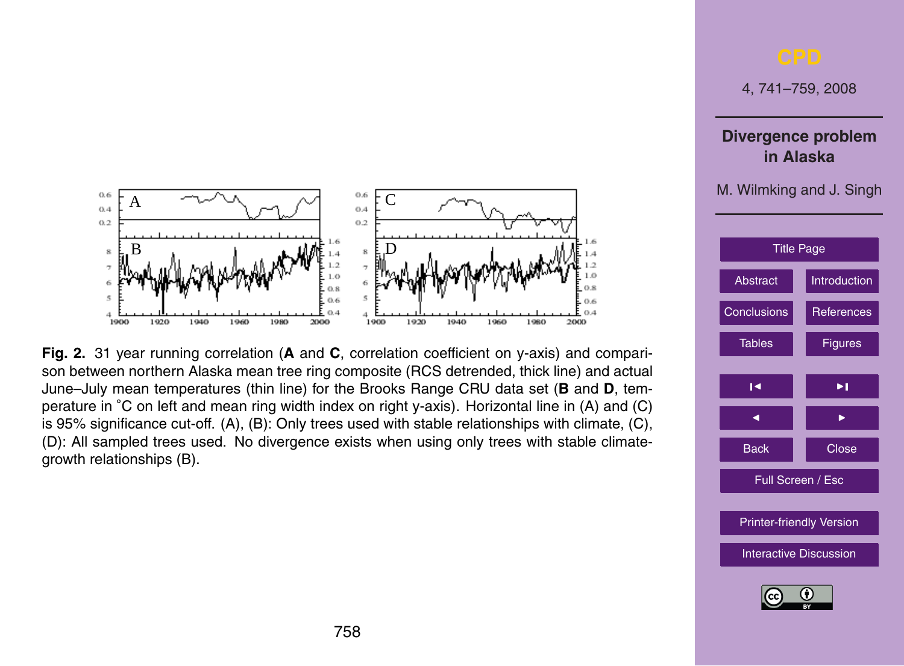**Fig. 2.** 31 year running correlation (**A** and **C**, correlation coefficient on y-axis) and comparison between northern Alaska mean tree ring composite (RCS detrended, thick line) and actual June–July mean temperatures (thin line) for the Brooks Range CRU data set (**B** and **D**, temperature in °C on left and mean ring width index on right y-axis). Horizontal line in (A) and (C) is 95% significance cut-off. (A), (B): Only trees used with stable relationships with climate, (C), (D): All sampled trees used. No divergence exists when using only trees with stable climate-growth relationships (B).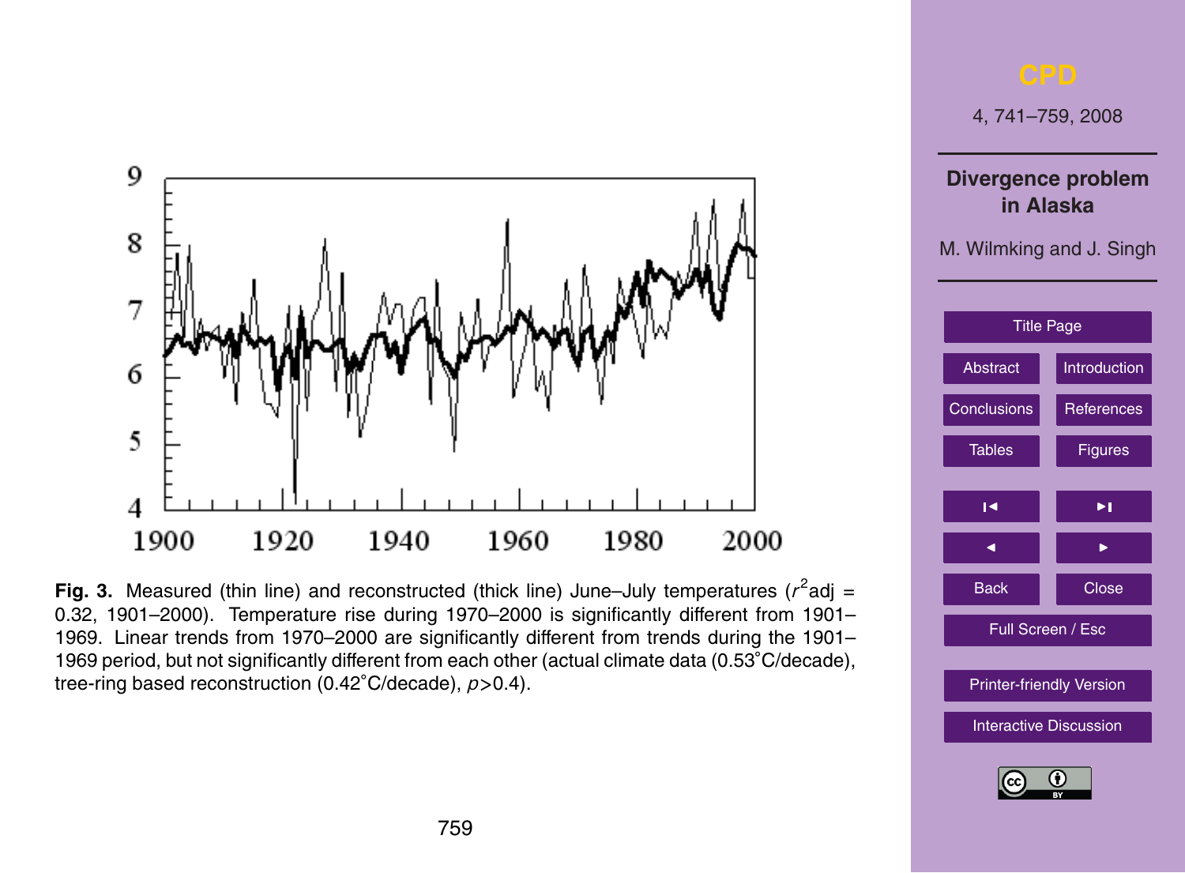9
8
7
6
5
4
1900
1920
1940
1960
1980
2000

**Fig. 3.** Measured (thin line) and reconstructed (thick line) June–July temperatures ($r^2$adj = 0.32, 1901–2000). Temperature rise during 1970–2000 is significantly different from 1901–1969. Linear trends from 1970–2000 are significantly different from trends during the 1901–1969 period, but not significantly different from each other (actual climate data (0.53°C/decade), tree-ring based reconstruction (0.42°C/decade), $p>0.4$).